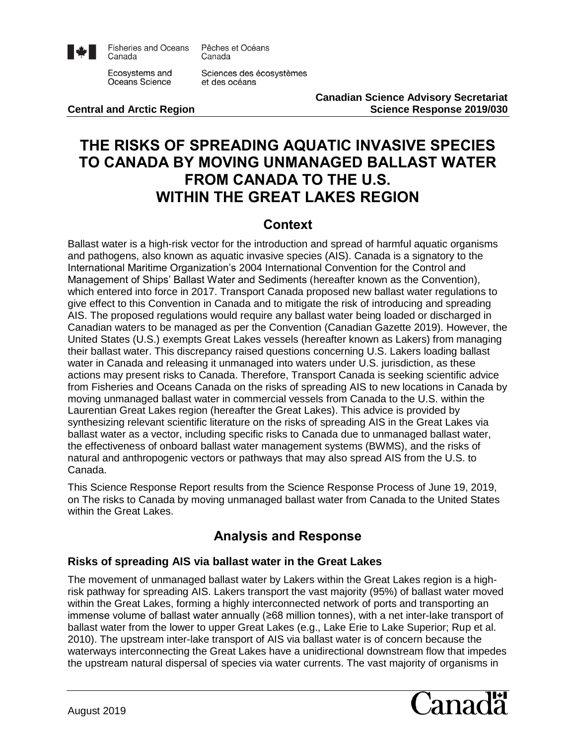Fisheries and Oceans Canada | Pêches et Océans Canada

Ecosystems and Oceans Science | Sciences des écosystèmes et des océans

**Central and Arctic Region**

**Canadian Science Advisory Secretariat**
**Science Response 2019/030**

# THE RISKS OF SPREADING AQUATIC INVASIVE SPECIES TO CANADA BY MOVING UNMANAGED BALLAST WATER FROM CANADA TO THE U.S. WITHIN THE GREAT LAKES REGION

## Context

Ballast water is a high-risk vector for the introduction and spread of harmful aquatic organisms and pathogens, also known as aquatic invasive species (AIS). Canada is a signatory to the International Maritime Organization's 2004 International Convention for the Control and Management of Ships' Ballast Water and Sediments (hereafter known as the Convention), which entered into force in 2017. Transport Canada proposed new ballast water regulations to give effect to this Convention in Canada and to mitigate the risk of introducing and spreading AIS. The proposed regulations would require any ballast water being loaded or discharged in Canadian waters to be managed as per the Convention (Canadian Gazette 2019). However, the United States (U.S.) exempts Great Lakes vessels (hereafter known as Lakers) from managing their ballast water. This discrepancy raised questions concerning U.S. Lakers loading ballast water in Canada and releasing it unmanaged into waters under U.S. jurisdiction, as these actions may present risks to Canada. Therefore, Transport Canada is seeking scientific advice from Fisheries and Oceans Canada on the risks of spreading AIS to new locations in Canada by moving unmanaged ballast water in commercial vessels from Canada to the U.S. within the Laurentian Great Lakes region (hereafter the Great Lakes). This advice is provided by synthesizing relevant scientific literature on the risks of spreading AIS in the Great Lakes via ballast water as a vector, including specific risks to Canada due to unmanaged ballast water, the effectiveness of onboard ballast water management systems (BWMS), and the risks of natural and anthropogenic vectors or pathways that may also spread AIS from the U.S. to Canada.

This Science Response Report results from the Science Response Process of June 19, 2019, on The risks to Canada by moving unmanaged ballast water from Canada to the United States within the Great Lakes.

## Analysis and Response

### Risks of spreading AIS via ballast water in the Great Lakes

The movement of unmanaged ballast water by Lakers within the Great Lakes region is a high-risk pathway for spreading AIS. Lakers transport the vast majority (95%) of ballast water moved within the Great Lakes, forming a highly interconnected network of ports and transporting an immense volume of ballast water annually (≥68 million tonnes), with a net inter-lake transport of ballast water from the lower to upper Great Lakes (e.g., Lake Erie to Lake Superior; Rup et al. 2010). The upstream inter-lake transport of AIS via ballast water is of concern because the waterways interconnecting the Great Lakes have a unidirectional downstream flow that impedes the upstream natural dispersal of species via water currents. The vast majority of organisms in

August 2019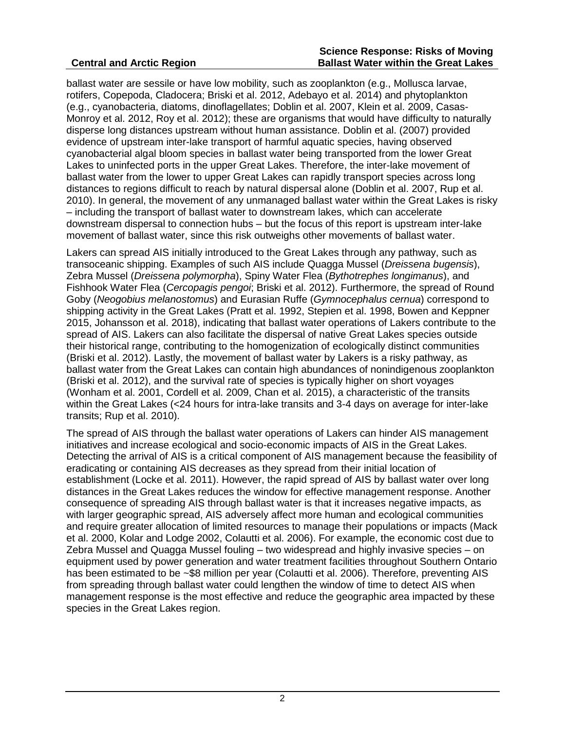ballast water are sessile or have low mobility, such as zooplankton (e.g., Mollusca larvae, rotifers, Copepoda, Cladocera; Briski et al. 2012, Adebayo et al. 2014) and phytoplankton (e.g., cyanobacteria, diatoms, dinoflagellates; Doblin et al. 2007, Klein et al. 2009, Casas-Monroy et al. 2012, Roy et al. 2012); these are organisms that would have difficulty to naturally disperse long distances upstream without human assistance. Doblin et al. (2007) provided evidence of upstream inter-lake transport of harmful aquatic species, having observed cyanobacterial algal bloom species in ballast water being transported from the lower Great Lakes to uninfected ports in the upper Great Lakes. Therefore, the inter-lake movement of ballast water from the lower to upper Great Lakes can rapidly transport species across long distances to regions difficult to reach by natural dispersal alone (Doblin et al. 2007, Rup et al. 2010). In general, the movement of any unmanaged ballast water within the Great Lakes is risky – including the transport of ballast water to downstream lakes, which can accelerate downstream dispersal to connection hubs – but the focus of this report is upstream inter-lake movement of ballast water, since this risk outweighs other movements of ballast water.

Lakers can spread AIS initially introduced to the Great Lakes through any pathway, such as transoceanic shipping. Examples of such AIS include Quagga Mussel (*Dreissena bugensis*), Zebra Mussel (*Dreissena polymorpha*), Spiny Water Flea (*Bythotrephes longimanus*), and Fishhook Water Flea (*Cercopagis pengoi*; Briski et al. 2012). Furthermore, the spread of Round Goby (*Neogobius melanostomus*) and Eurasian Ruffe (*Gymnocephalus cernua*) correspond to shipping activity in the Great Lakes (Pratt et al. 1992, Stepien et al. 1998, Bowen and Keppner 2015, Johansson et al. 2018), indicating that ballast water operations of Lakers contribute to the spread of AIS. Lakers can also facilitate the dispersal of native Great Lakes species outside their historical range, contributing to the homogenization of ecologically distinct communities (Briski et al. 2012). Lastly, the movement of ballast water by Lakers is a risky pathway, as ballast water from the Great Lakes can contain high abundances of nonindigenous zooplankton (Briski et al. 2012), and the survival rate of species is typically higher on short voyages (Wonham et al. 2001, Cordell et al. 2009, Chan et al. 2015), a characteristic of the transits within the Great Lakes (<24 hours for intra-lake transits and 3-4 days on average for inter-lake transits; Rup et al. 2010).

The spread of AIS through the ballast water operations of Lakers can hinder AIS management initiatives and increase ecological and socio-economic impacts of AIS in the Great Lakes. Detecting the arrival of AIS is a critical component of AIS management because the feasibility of eradicating or containing AIS decreases as they spread from their initial location of establishment (Locke et al. 2011). However, the rapid spread of AIS by ballast water over long distances in the Great Lakes reduces the window for effective management response. Another consequence of spreading AIS through ballast water is that it increases negative impacts, as with larger geographic spread, AIS adversely affect more human and ecological communities and require greater allocation of limited resources to manage their populations or impacts (Mack et al. 2000, Kolar and Lodge 2002, Colautti et al. 2006). For example, the economic cost due to Zebra Mussel and Quagga Mussel fouling – two widespread and highly invasive species – on equipment used by power generation and water treatment facilities throughout Southern Ontario has been estimated to be ~$8 million per year (Colautti et al. 2006). Therefore, preventing AIS from spreading through ballast water could lengthen the window of time to detect AIS when management response is the most effective and reduce the geographic area impacted by these species in the Great Lakes region.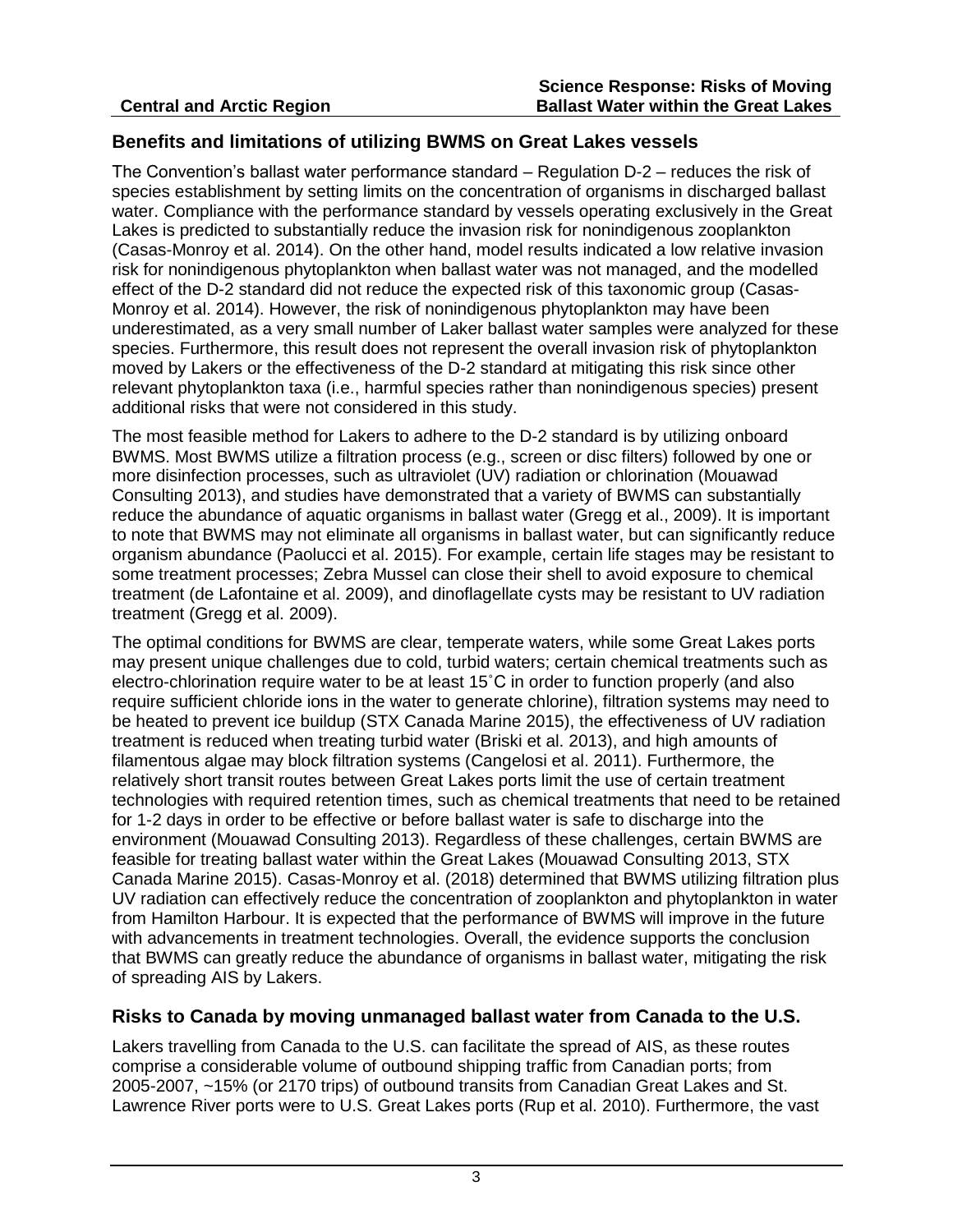## Benefits and limitations of utilizing BWMS on Great Lakes vessels

The Convention's ballast water performance standard – Regulation D-2 – reduces the risk of species establishment by setting limits on the concentration of organisms in discharged ballast water. Compliance with the performance standard by vessels operating exclusively in the Great Lakes is predicted to substantially reduce the invasion risk for nonindigenous zooplankton (Casas-Monroy et al. 2014). On the other hand, model results indicated a low relative invasion risk for nonindigenous phytoplankton when ballast water was not managed, and the modelled effect of the D-2 standard did not reduce the expected risk of this taxonomic group (Casas-Monroy et al. 2014). However, the risk of nonindigenous phytoplankton may have been underestimated, as a very small number of Laker ballast water samples were analyzed for these species. Furthermore, this result does not represent the overall invasion risk of phytoplankton moved by Lakers or the effectiveness of the D-2 standard at mitigating this risk since other relevant phytoplankton taxa (i.e., harmful species rather than nonindigenous species) present additional risks that were not considered in this study.

The most feasible method for Lakers to adhere to the D-2 standard is by utilizing onboard BWMS. Most BWMS utilize a filtration process (e.g., screen or disc filters) followed by one or more disinfection processes, such as ultraviolet (UV) radiation or chlorination (Mouawad Consulting 2013), and studies have demonstrated that a variety of BWMS can substantially reduce the abundance of aquatic organisms in ballast water (Gregg et al., 2009). It is important to note that BWMS may not eliminate all organisms in ballast water, but can significantly reduce organism abundance (Paolucci et al. 2015). For example, certain life stages may be resistant to some treatment processes; Zebra Mussel can close their shell to avoid exposure to chemical treatment (de Lafontaine et al. 2009), and dinoflagellate cysts may be resistant to UV radiation treatment (Gregg et al. 2009).

The optimal conditions for BWMS are clear, temperate waters, while some Great Lakes ports may present unique challenges due to cold, turbid waters; certain chemical treatments such as electro-chlorination require water to be at least 15˚C in order to function properly (and also require sufficient chloride ions in the water to generate chlorine), filtration systems may need to be heated to prevent ice buildup (STX Canada Marine 2015), the effectiveness of UV radiation treatment is reduced when treating turbid water (Briski et al. 2013), and high amounts of filamentous algae may block filtration systems (Cangelosi et al. 2011). Furthermore, the relatively short transit routes between Great Lakes ports limit the use of certain treatment technologies with required retention times, such as chemical treatments that need to be retained for 1-2 days in order to be effective or before ballast water is safe to discharge into the environment (Mouawad Consulting 2013). Regardless of these challenges, certain BWMS are feasible for treating ballast water within the Great Lakes (Mouawad Consulting 2013, STX Canada Marine 2015). Casas-Monroy et al. (2018) determined that BWMS utilizing filtration plus UV radiation can effectively reduce the concentration of zooplankton and phytoplankton in water from Hamilton Harbour. It is expected that the performance of BWMS will improve in the future with advancements in treatment technologies. Overall, the evidence supports the conclusion that BWMS can greatly reduce the abundance of organisms in ballast water, mitigating the risk of spreading AIS by Lakers.

## Risks to Canada by moving unmanaged ballast water from Canada to the U.S.

Lakers travelling from Canada to the U.S. can facilitate the spread of AIS, as these routes comprise a considerable volume of outbound shipping traffic from Canadian ports; from 2005-2007, ~15% (or 2170 trips) of outbound transits from Canadian Great Lakes and St. Lawrence River ports were to U.S. Great Lakes ports (Rup et al. 2010). Furthermore, the vast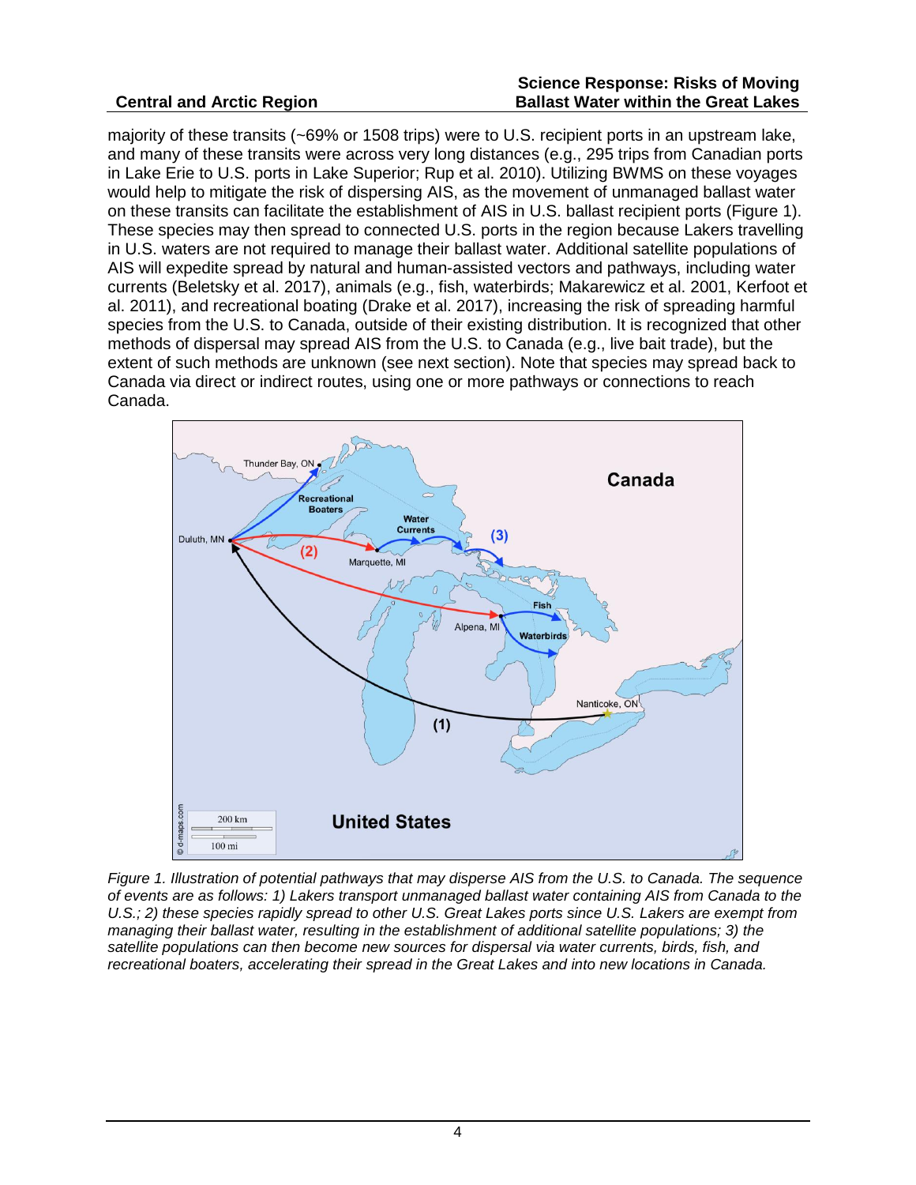majority of these transits (~69% or 1508 trips) were to U.S. recipient ports in an upstream lake, and many of these transits were across very long distances (e.g., 295 trips from Canadian ports in Lake Erie to U.S. ports in Lake Superior; Rup et al. 2010). Utilizing BWMS on these voyages would help to mitigate the risk of dispersing AIS, as the movement of unmanaged ballast water on these transits can facilitate the establishment of AIS in U.S. ballast recipient ports (Figure 1). These species may then spread to connected U.S. ports in the region because Lakers travelling in U.S. waters are not required to manage their ballast water. Additional satellite populations of AIS will expedite spread by natural and human-assisted vectors and pathways, including water currents (Beletsky et al. 2017), animals (e.g., fish, waterbirds; Makarewicz et al. 2001, Kerfoot et al. 2011), and recreational boating (Drake et al. 2017), increasing the risk of spreading harmful species from the U.S. to Canada, outside of their existing distribution. It is recognized that other methods of dispersal may spread AIS from the U.S. to Canada (e.g., live bait trade), but the extent of such methods are unknown (see next section). Note that species may spread back to Canada via direct or indirect routes, using one or more pathways or connections to reach Canada.

*Figure 1. Illustration of potential pathways that may disperse AIS from the U.S. to Canada. The sequence of events are as follows: 1) Lakers transport unmanaged ballast water containing AIS from Canada to the U.S.; 2) these species rapidly spread to other U.S. Great Lakes ports since U.S. Lakers are exempt from managing their ballast water, resulting in the establishment of additional satellite populations; 3) the satellite populations can then become new sources for dispersal via water currents, birds, fish, and recreational boaters, accelerating their spread in the Great Lakes and into new locations in Canada.*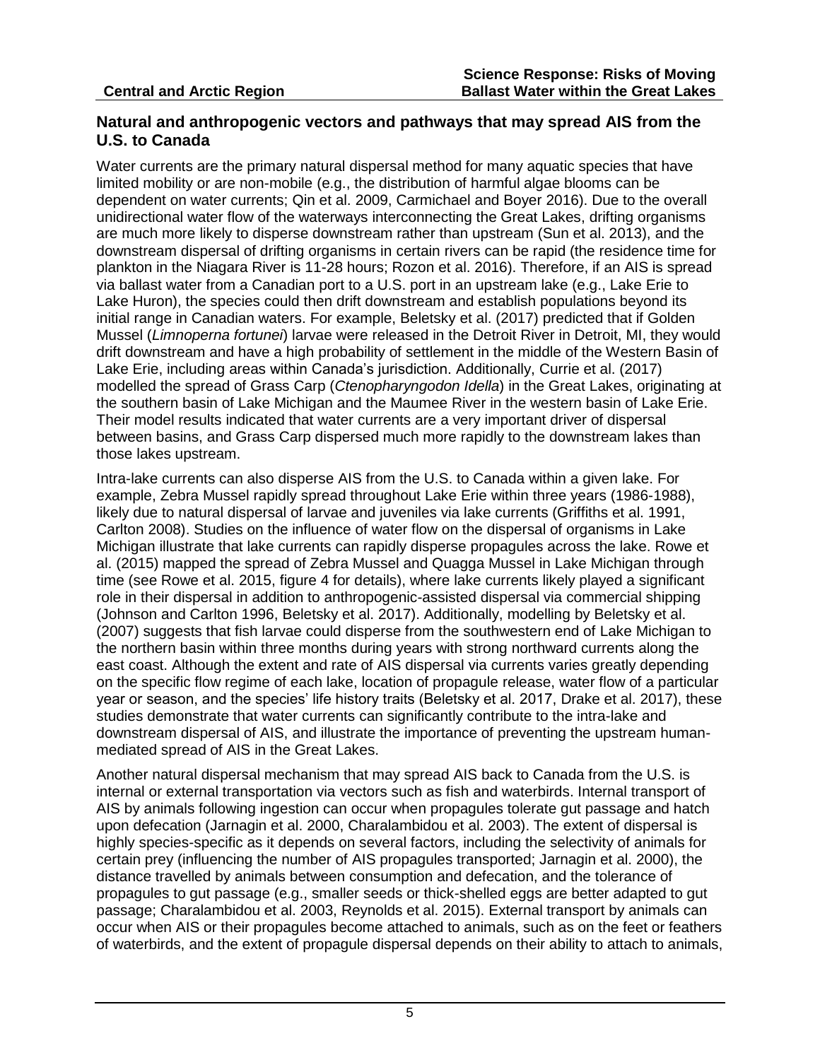## Natural and anthropogenic vectors and pathways that may spread AIS from the U.S. to Canada

Water currents are the primary natural dispersal method for many aquatic species that have limited mobility or are non-mobile (e.g., the distribution of harmful algae blooms can be dependent on water currents; Qin et al. 2009, Carmichael and Boyer 2016). Due to the overall unidirectional water flow of the waterways interconnecting the Great Lakes, drifting organisms are much more likely to disperse downstream rather than upstream (Sun et al. 2013), and the downstream dispersal of drifting organisms in certain rivers can be rapid (the residence time for plankton in the Niagara River is 11-28 hours; Rozon et al. 2016). Therefore, if an AIS is spread via ballast water from a Canadian port to a U.S. port in an upstream lake (e.g., Lake Erie to Lake Huron), the species could then drift downstream and establish populations beyond its initial range in Canadian waters. For example, Beletsky et al. (2017) predicted that if Golden Mussel (*Limnoperna fortunei*) larvae were released in the Detroit River in Detroit, MI, they would drift downstream and have a high probability of settlement in the middle of the Western Basin of Lake Erie, including areas within Canada's jurisdiction. Additionally, Currie et al. (2017) modelled the spread of Grass Carp (*Ctenopharyngodon Idella*) in the Great Lakes, originating at the southern basin of Lake Michigan and the Maumee River in the western basin of Lake Erie. Their model results indicated that water currents are a very important driver of dispersal between basins, and Grass Carp dispersed much more rapidly to the downstream lakes than those lakes upstream.

Intra-lake currents can also disperse AIS from the U.S. to Canada within a given lake. For example, Zebra Mussel rapidly spread throughout Lake Erie within three years (1986-1988), likely due to natural dispersal of larvae and juveniles via lake currents (Griffiths et al. 1991, Carlton 2008). Studies on the influence of water flow on the dispersal of organisms in Lake Michigan illustrate that lake currents can rapidly disperse propagules across the lake. Rowe et al. (2015) mapped the spread of Zebra Mussel and Quagga Mussel in Lake Michigan through time (see Rowe et al. 2015, figure 4 for details), where lake currents likely played a significant role in their dispersal in addition to anthropogenic-assisted dispersal via commercial shipping (Johnson and Carlton 1996, Beletsky et al. 2017). Additionally, modelling by Beletsky et al. (2007) suggests that fish larvae could disperse from the southwestern end of Lake Michigan to the northern basin within three months during years with strong northward currents along the east coast. Although the extent and rate of AIS dispersal via currents varies greatly depending on the specific flow regime of each lake, location of propagule release, water flow of a particular year or season, and the species' life history traits (Beletsky et al. 2017, Drake et al. 2017), these studies demonstrate that water currents can significantly contribute to the intra-lake and downstream dispersal of AIS, and illustrate the importance of preventing the upstream human-mediated spread of AIS in the Great Lakes.

Another natural dispersal mechanism that may spread AIS back to Canada from the U.S. is internal or external transportation via vectors such as fish and waterbirds. Internal transport of AIS by animals following ingestion can occur when propagules tolerate gut passage and hatch upon defecation (Jarnagin et al. 2000, Charalambidou et al. 2003). The extent of dispersal is highly species-specific as it depends on several factors, including the selectivity of animals for certain prey (influencing the number of AIS propagules transported; Jarnagin et al. 2000), the distance travelled by animals between consumption and defecation, and the tolerance of propagules to gut passage (e.g., smaller seeds or thick-shelled eggs are better adapted to gut passage; Charalambidou et al. 2003, Reynolds et al. 2015). External transport by animals can occur when AIS or their propagules become attached to animals, such as on the feet or feathers of waterbirds, and the extent of propagule dispersal depends on their ability to attach to animals,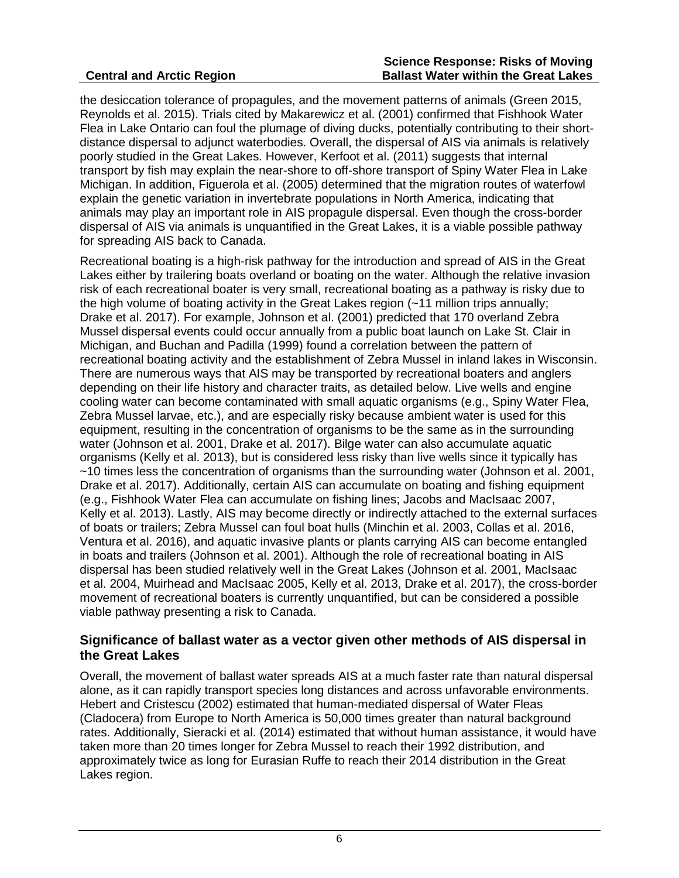the desiccation tolerance of propagules, and the movement patterns of animals (Green 2015, Reynolds et al. 2015). Trials cited by Makarewicz et al. (2001) confirmed that Fishhook Water Flea in Lake Ontario can foul the plumage of diving ducks, potentially contributing to their short-distance dispersal to adjunct waterbodies. Overall, the dispersal of AIS via animals is relatively poorly studied in the Great Lakes. However, Kerfoot et al. (2011) suggests that internal transport by fish may explain the near-shore to off-shore transport of Spiny Water Flea in Lake Michigan. In addition, Figuerola et al. (2005) determined that the migration routes of waterfowl explain the genetic variation in invertebrate populations in North America, indicating that animals may play an important role in AIS propagule dispersal. Even though the cross-border dispersal of AIS via animals is unquantified in the Great Lakes, it is a viable possible pathway for spreading AIS back to Canada.

Recreational boating is a high-risk pathway for the introduction and spread of AIS in the Great Lakes either by trailering boats overland or boating on the water. Although the relative invasion risk of each recreational boater is very small, recreational boating as a pathway is risky due to the high volume of boating activity in the Great Lakes region (~11 million trips annually; Drake et al. 2017). For example, Johnson et al. (2001) predicted that 170 overland Zebra Mussel dispersal events could occur annually from a public boat launch on Lake St. Clair in Michigan, and Buchan and Padilla (1999) found a correlation between the pattern of recreational boating activity and the establishment of Zebra Mussel in inland lakes in Wisconsin. There are numerous ways that AIS may be transported by recreational boaters and anglers depending on their life history and character traits, as detailed below. Live wells and engine cooling water can become contaminated with small aquatic organisms (e.g., Spiny Water Flea, Zebra Mussel larvae, etc.), and are especially risky because ambient water is used for this equipment, resulting in the concentration of organisms to be the same as in the surrounding water (Johnson et al. 2001, Drake et al. 2017). Bilge water can also accumulate aquatic organisms (Kelly et al. 2013), but is considered less risky than live wells since it typically has ~10 times less the concentration of organisms than the surrounding water (Johnson et al. 2001, Drake et al. 2017). Additionally, certain AIS can accumulate on boating and fishing equipment (e.g., Fishhook Water Flea can accumulate on fishing lines; Jacobs and MacIsaac 2007, Kelly et al. 2013). Lastly, AIS may become directly or indirectly attached to the external surfaces of boats or trailers; Zebra Mussel can foul boat hulls (Minchin et al. 2003, Collas et al. 2016, Ventura et al. 2016), and aquatic invasive plants or plants carrying AIS can become entangled in boats and trailers (Johnson et al. 2001). Although the role of recreational boating in AIS dispersal has been studied relatively well in the Great Lakes (Johnson et al. 2001, MacIsaac et al. 2004, Muirhead and MacIsaac 2005, Kelly et al. 2013, Drake et al. 2017), the cross-border movement of recreational boaters is currently unquantified, but can be considered a possible viable pathway presenting a risk to Canada.

### Significance of ballast water as a vector given other methods of AIS dispersal in the Great Lakes

Overall, the movement of ballast water spreads AIS at a much faster rate than natural dispersal alone, as it can rapidly transport species long distances and across unfavorable environments. Hebert and Cristescu (2002) estimated that human-mediated dispersal of Water Fleas (Cladocera) from Europe to North America is 50,000 times greater than natural background rates. Additionally, Sieracki et al. (2014) estimated that without human assistance, it would have taken more than 20 times longer for Zebra Mussel to reach their 1992 distribution, and approximately twice as long for Eurasian Ruffe to reach their 2014 distribution in the Great Lakes region.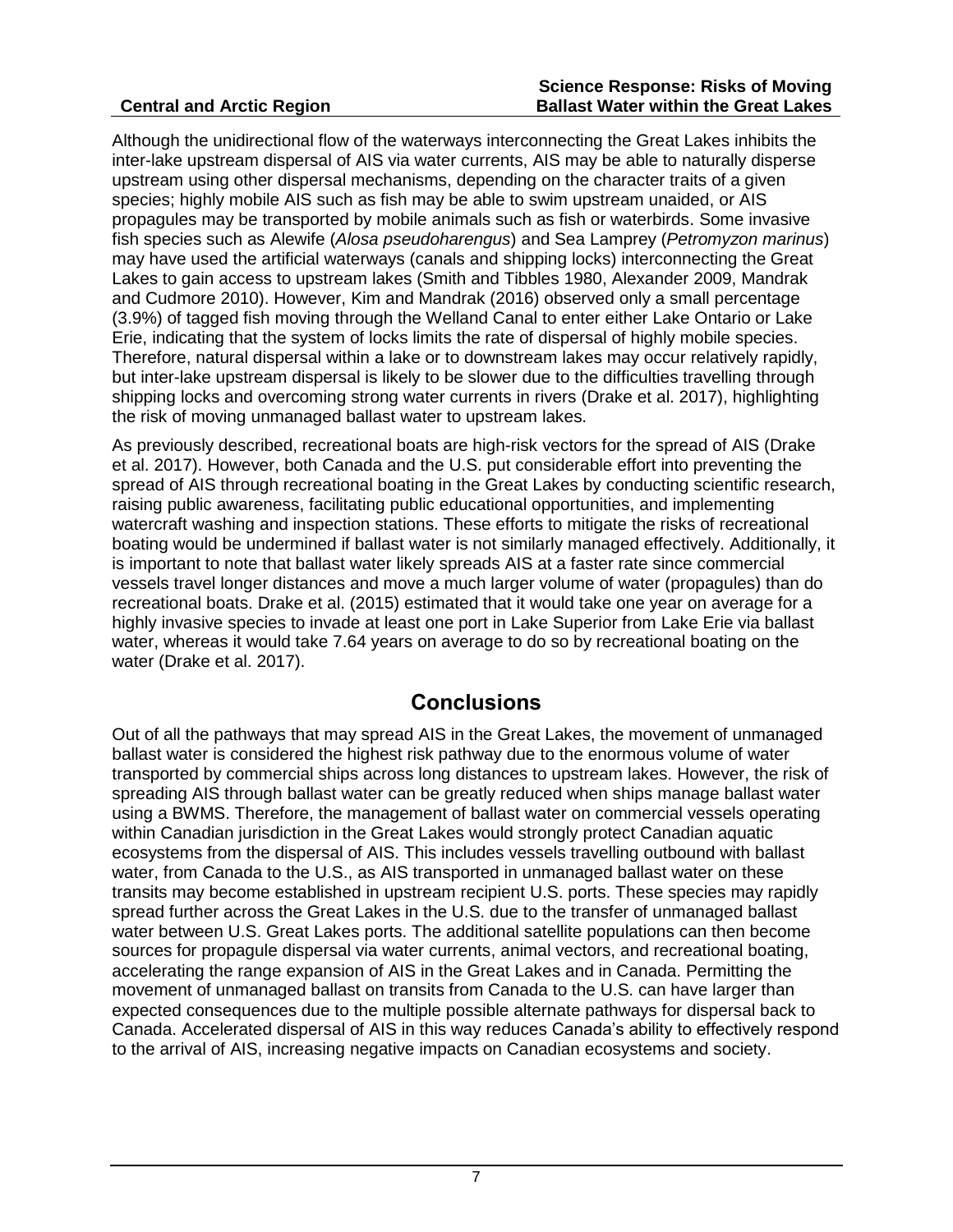Although the unidirectional flow of the waterways interconnecting the Great Lakes inhibits the inter-lake upstream dispersal of AIS via water currents, AIS may be able to naturally disperse upstream using other dispersal mechanisms, depending on the character traits of a given species; highly mobile AIS such as fish may be able to swim upstream unaided, or AIS propagules may be transported by mobile animals such as fish or waterbirds. Some invasive fish species such as Alewife (*Alosa pseudoharengus*) and Sea Lamprey (*Petromyzon marinus*) may have used the artificial waterways (canals and shipping locks) interconnecting the Great Lakes to gain access to upstream lakes (Smith and Tibbles 1980, Alexander 2009, Mandrak and Cudmore 2010). However, Kim and Mandrak (2016) observed only a small percentage (3.9%) of tagged fish moving through the Welland Canal to enter either Lake Ontario or Lake Erie, indicating that the system of locks limits the rate of dispersal of highly mobile species. Therefore, natural dispersal within a lake or to downstream lakes may occur relatively rapidly, but inter-lake upstream dispersal is likely to be slower due to the difficulties travelling through shipping locks and overcoming strong water currents in rivers (Drake et al. 2017), highlighting the risk of moving unmanaged ballast water to upstream lakes.

As previously described, recreational boats are high-risk vectors for the spread of AIS (Drake et al. 2017). However, both Canada and the U.S. put considerable effort into preventing the spread of AIS through recreational boating in the Great Lakes by conducting scientific research, raising public awareness, facilitating public educational opportunities, and implementing watercraft washing and inspection stations. These efforts to mitigate the risks of recreational boating would be undermined if ballast water is not similarly managed effectively. Additionally, it is important to note that ballast water likely spreads AIS at a faster rate since commercial vessels travel longer distances and move a much larger volume of water (propagules) than do recreational boats. Drake et al. (2015) estimated that it would take one year on average for a highly invasive species to invade at least one port in Lake Superior from Lake Erie via ballast water, whereas it would take 7.64 years on average to do so by recreational boating on the water (Drake et al. 2017).

# Conclusions

Out of all the pathways that may spread AIS in the Great Lakes, the movement of unmanaged ballast water is considered the highest risk pathway due to the enormous volume of water transported by commercial ships across long distances to upstream lakes. However, the risk of spreading AIS through ballast water can be greatly reduced when ships manage ballast water using a BWMS. Therefore, the management of ballast water on commercial vessels operating within Canadian jurisdiction in the Great Lakes would strongly protect Canadian aquatic ecosystems from the dispersal of AIS. This includes vessels travelling outbound with ballast water, from Canada to the U.S., as AIS transported in unmanaged ballast water on these transits may become established in upstream recipient U.S. ports. These species may rapidly spread further across the Great Lakes in the U.S. due to the transfer of unmanaged ballast water between U.S. Great Lakes ports. The additional satellite populations can then become sources for propagule dispersal via water currents, animal vectors, and recreational boating, accelerating the range expansion of AIS in the Great Lakes and in Canada. Permitting the movement of unmanaged ballast on transits from Canada to the U.S. can have larger than expected consequences due to the multiple possible alternate pathways for dispersal back to Canada. Accelerated dispersal of AIS in this way reduces Canada's ability to effectively respond to the arrival of AIS, increasing negative impacts on Canadian ecosystems and society.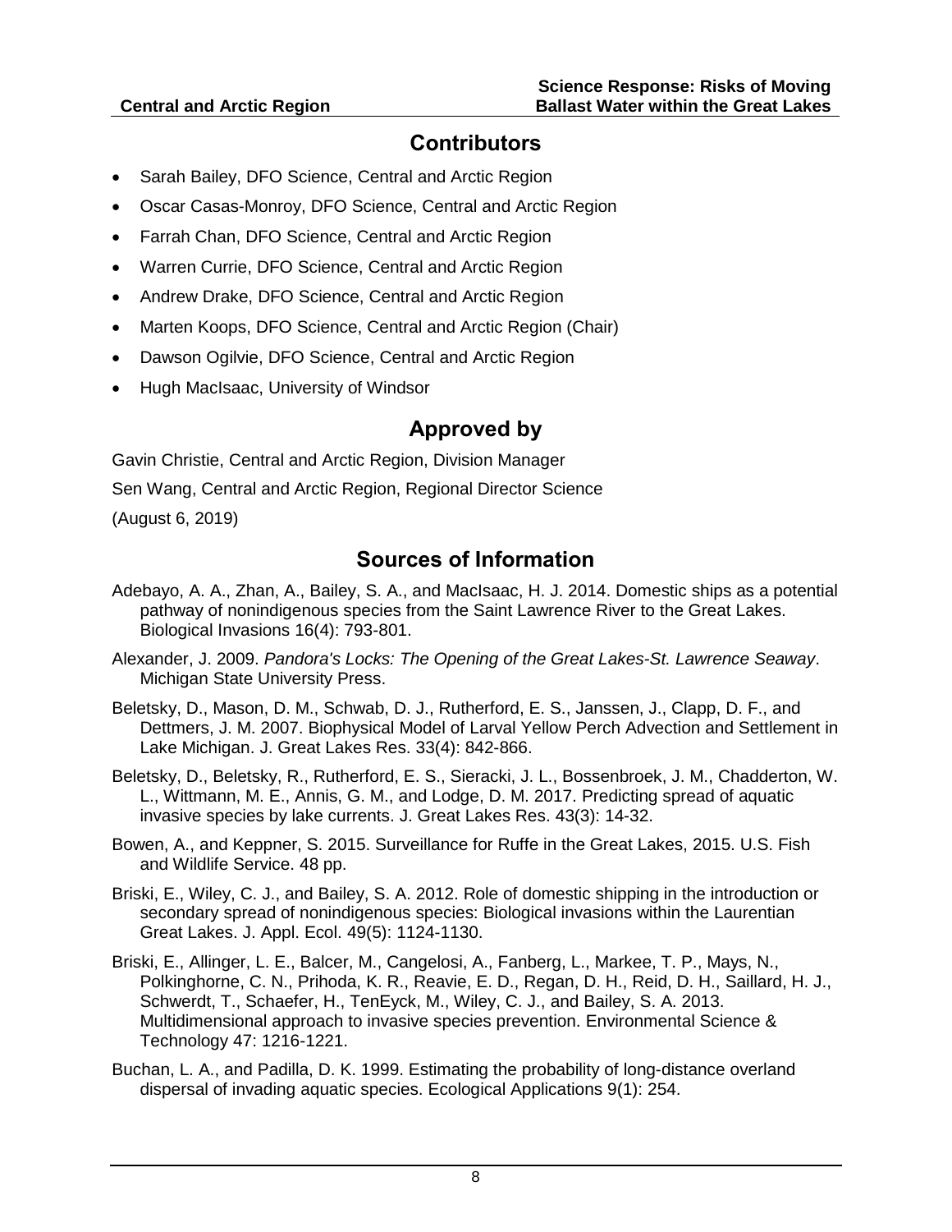## Contributors

- Sarah Bailey, DFO Science, Central and Arctic Region
- Oscar Casas-Monroy, DFO Science, Central and Arctic Region
- Farrah Chan, DFO Science, Central and Arctic Region
- Warren Currie, DFO Science, Central and Arctic Region
- Andrew Drake, DFO Science, Central and Arctic Region
- Marten Koops, DFO Science, Central and Arctic Region (Chair)
- Dawson Ogilvie, DFO Science, Central and Arctic Region
- Hugh MacIsaac, University of Windsor

## Approved by

Gavin Christie, Central and Arctic Region, Division Manager

Sen Wang, Central and Arctic Region, Regional Director Science

(August 6, 2019)

## Sources of Information

Adebayo, A. A., Zhan, A., Bailey, S. A., and MacIsaac, H. J. 2014. Domestic ships as a potential pathway of nonindigenous species from the Saint Lawrence River to the Great Lakes. Biological Invasions 16(4): 793-801.

Alexander, J. 2009. *Pandora's Locks: The Opening of the Great Lakes-St. Lawrence Seaway*. Michigan State University Press.

Beletsky, D., Mason, D. M., Schwab, D. J., Rutherford, E. S., Janssen, J., Clapp, D. F., and Dettmers, J. M. 2007. Biophysical Model of Larval Yellow Perch Advection and Settlement in Lake Michigan. J. Great Lakes Res. 33(4): 842-866.

Beletsky, D., Beletsky, R., Rutherford, E. S., Sieracki, J. L., Bossenbroek, J. M., Chadderton, W. L., Wittmann, M. E., Annis, G. M., and Lodge, D. M. 2017. Predicting spread of aquatic invasive species by lake currents. J. Great Lakes Res. 43(3): 14-32.

Bowen, A., and Keppner, S. 2015. Surveillance for Ruffe in the Great Lakes, 2015. U.S. Fish and Wildlife Service. 48 pp.

Briski, E., Wiley, C. J., and Bailey, S. A. 2012. Role of domestic shipping in the introduction or secondary spread of nonindigenous species: Biological invasions within the Laurentian Great Lakes. J. Appl. Ecol. 49(5): 1124-1130.

Briski, E., Allinger, L. E., Balcer, M., Cangelosi, A., Fanberg, L., Markee, T. P., Mays, N., Polkinghorne, C. N., Prihoda, K. R., Reavie, E. D., Regan, D. H., Reid, D. H., Saillard, H. J., Schwerdt, T., Schaefer, H., TenEyck, M., Wiley, C. J., and Bailey, S. A. 2013. Multidimensional approach to invasive species prevention. Environmental Science & Technology 47: 1216-1221.

Buchan, L. A., and Padilla, D. K. 1999. Estimating the probability of long-distance overland dispersal of invading aquatic species. Ecological Applications 9(1): 254.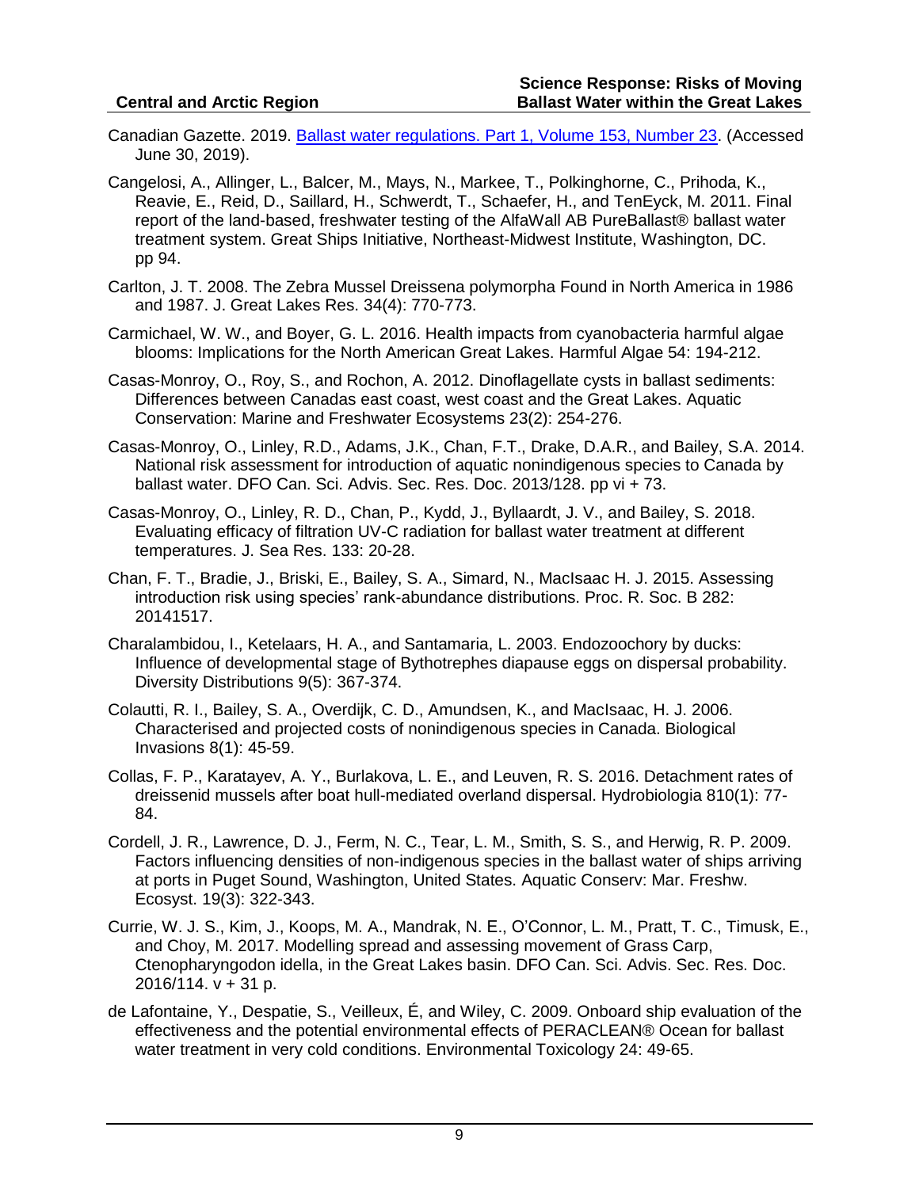Canadian Gazette. 2019. [Ballast water regulations. Part 1, Volume 153, Number 23](). (Accessed June 30, 2019).

Cangelosi, A., Allinger, L., Balcer, M., Mays, N., Markee, T., Polkinghorne, C., Prihoda, K., Reavie, E., Reid, D., Saillard, H., Schwerdt, T., Schaefer, H., and TenEyck, M. 2011. Final report of the land-based, freshwater testing of the AlfaWall AB PureBallast® ballast water treatment system. Great Ships Initiative, Northeast-Midwest Institute, Washington, DC. pp 94.

Carlton, J. T. 2008. The Zebra Mussel Dreissena polymorpha Found in North America in 1986 and 1987. J. Great Lakes Res. 34(4): 770-773.

Carmichael, W. W., and Boyer, G. L. 2016. Health impacts from cyanobacteria harmful algae blooms: Implications for the North American Great Lakes. Harmful Algae 54: 194-212.

Casas-Monroy, O., Roy, S., and Rochon, A. 2012. Dinoflagellate cysts in ballast sediments: Differences between Canadas east coast, west coast and the Great Lakes. Aquatic Conservation: Marine and Freshwater Ecosystems 23(2): 254-276.

Casas-Monroy, O., Linley, R.D., Adams, J.K., Chan, F.T., Drake, D.A.R., and Bailey, S.A. 2014. National risk assessment for introduction of aquatic nonindigenous species to Canada by ballast water. DFO Can. Sci. Advis. Sec. Res. Doc. 2013/128. pp vi + 73.

Casas-Monroy, O., Linley, R. D., Chan, P., Kydd, J., Byllaardt, J. V., and Bailey, S. 2018. Evaluating efficacy of filtration UV-C radiation for ballast water treatment at different temperatures. J. Sea Res. 133: 20-28.

Chan, F. T., Bradie, J., Briski, E., Bailey, S. A., Simard, N., MacIsaac H. J. 2015. Assessing introduction risk using species' rank-abundance distributions. Proc. R. Soc. B 282: 20141517.

Charalambidou, I., Ketelaars, H. A., and Santamaria, L. 2003. Endozoochory by ducks: Influence of developmental stage of Bythotrephes diapause eggs on dispersal probability. Diversity Distributions 9(5): 367-374.

Colautti, R. I., Bailey, S. A., Overdijk, C. D., Amundsen, K., and MacIsaac, H. J. 2006. Characterised and projected costs of nonindigenous species in Canada. Biological Invasions 8(1): 45-59.

Collas, F. P., Karatayev, A. Y., Burlakova, L. E., and Leuven, R. S. 2016. Detachment rates of dreissenid mussels after boat hull-mediated overland dispersal. Hydrobiologia 810(1): 77-84.

Cordell, J. R., Lawrence, D. J., Ferm, N. C., Tear, L. M., Smith, S. S., and Herwig, R. P. 2009. Factors influencing densities of non-indigenous species in the ballast water of ships arriving at ports in Puget Sound, Washington, United States. Aquatic Conserv: Mar. Freshw. Ecosyst. 19(3): 322-343.

Currie, W. J. S., Kim, J., Koops, M. A., Mandrak, N. E., O'Connor, L. M., Pratt, T. C., Timusk, E., and Choy, M. 2017. Modelling spread and assessing movement of Grass Carp, Ctenopharyngodon idella, in the Great Lakes basin. DFO Can. Sci. Advis. Sec. Res. Doc. 2016/114. v + 31 p.

de Lafontaine, Y., Despatie, S., Veilleux, É, and Wiley, C. 2009. Onboard ship evaluation of the effectiveness and the potential environmental effects of PERACLEAN® Ocean for ballast water treatment in very cold conditions. Environmental Toxicology 24: 49-65.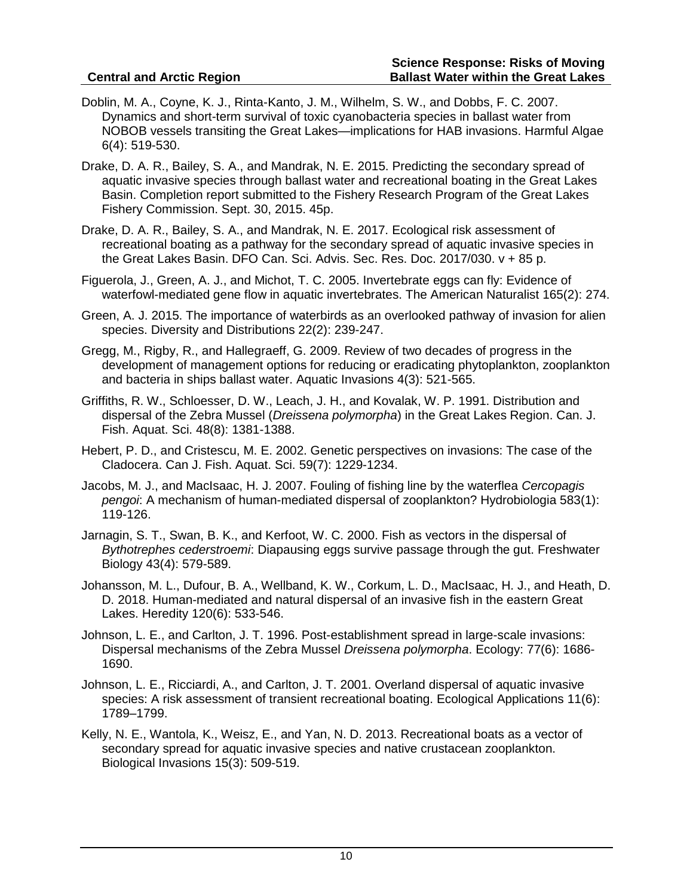Doblin, M. A., Coyne, K. J., Rinta-Kanto, J. M., Wilhelm, S. W., and Dobbs, F. C. 2007. Dynamics and short-term survival of toxic cyanobacteria species in ballast water from NOBOB vessels transiting the Great Lakes—implications for HAB invasions. Harmful Algae 6(4): 519-530.

Drake, D. A. R., Bailey, S. A., and Mandrak, N. E. 2015. Predicting the secondary spread of aquatic invasive species through ballast water and recreational boating in the Great Lakes Basin. Completion report submitted to the Fishery Research Program of the Great Lakes Fishery Commission. Sept. 30, 2015. 45p.

Drake, D. A. R., Bailey, S. A., and Mandrak, N. E. 2017. Ecological risk assessment of recreational boating as a pathway for the secondary spread of aquatic invasive species in the Great Lakes Basin. DFO Can. Sci. Advis. Sec. Res. Doc. 2017/030. v + 85 p.

Figuerola, J., Green, A. J., and Michot, T. C. 2005. Invertebrate eggs can fly: Evidence of waterfowl-mediated gene flow in aquatic invertebrates. The American Naturalist 165(2): 274.

Green, A. J. 2015. The importance of waterbirds as an overlooked pathway of invasion for alien species. Diversity and Distributions 22(2): 239-247.

Gregg, M., Rigby, R., and Hallegraeff, G. 2009. Review of two decades of progress in the development of management options for reducing or eradicating phytoplankton, zooplankton and bacteria in ships ballast water. Aquatic Invasions 4(3): 521-565.

Griffiths, R. W., Schloesser, D. W., Leach, J. H., and Kovalak, W. P. 1991. Distribution and dispersal of the Zebra Mussel (*Dreissena polymorpha*) in the Great Lakes Region. Can. J. Fish. Aquat. Sci. 48(8): 1381-1388.

Hebert, P. D., and Cristescu, M. E. 2002. Genetic perspectives on invasions: The case of the Cladocera. Can J. Fish. Aquat. Sci. 59(7): 1229-1234.

Jacobs, M. J., and MacIsaac, H. J. 2007. Fouling of fishing line by the waterflea *Cercopagis pengoi*: A mechanism of human-mediated dispersal of zooplankton? Hydrobiologia 583(1): 119-126.

Jarnagin, S. T., Swan, B. K., and Kerfoot, W. C. 2000. Fish as vectors in the dispersal of *Bythotrephes cederstroemi*: Diapausing eggs survive passage through the gut. Freshwater Biology 43(4): 579-589.

Johansson, M. L., Dufour, B. A., Wellband, K. W., Corkum, L. D., MacIsaac, H. J., and Heath, D. D. 2018. Human-mediated and natural dispersal of an invasive fish in the eastern Great Lakes. Heredity 120(6): 533-546.

Johnson, L. E., and Carlton, J. T. 1996. Post-establishment spread in large-scale invasions: Dispersal mechanisms of the Zebra Mussel *Dreissena polymorpha*. Ecology: 77(6): 1686-1690.

Johnson, L. E., Ricciardi, A., and Carlton, J. T. 2001. Overland dispersal of aquatic invasive species: A risk assessment of transient recreational boating. Ecological Applications 11(6): 1789–1799.

Kelly, N. E., Wantola, K., Weisz, E., and Yan, N. D. 2013. Recreational boats as a vector of secondary spread for aquatic invasive species and native crustacean zooplankton. Biological Invasions 15(3): 509-519.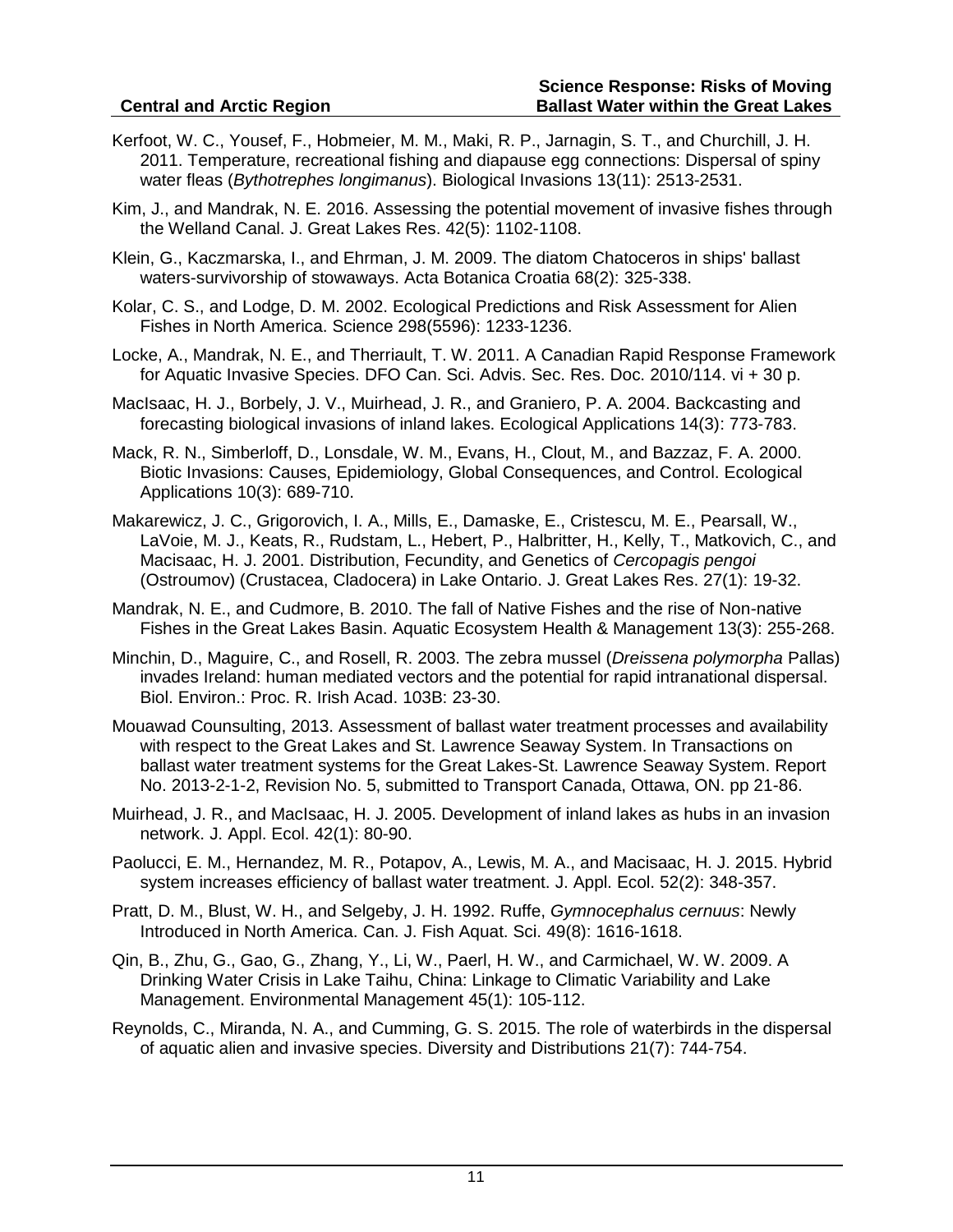Kerfoot, W. C., Yousef, F., Hobmeier, M. M., Maki, R. P., Jarnagin, S. T., and Churchill, J. H. 2011. Temperature, recreational fishing and diapause egg connections: Dispersal of spiny water fleas (*Bythotrephes longimanus*). Biological Invasions 13(11): 2513-2531.

Kim, J., and Mandrak, N. E. 2016. Assessing the potential movement of invasive fishes through the Welland Canal. J. Great Lakes Res. 42(5): 1102-1108.

Klein, G., Kaczmarska, I., and Ehrman, J. M. 2009. The diatom Chatoceros in ships' ballast waters-survivorship of stowaways. Acta Botanica Croatia 68(2): 325-338.

Kolar, C. S., and Lodge, D. M. 2002. Ecological Predictions and Risk Assessment for Alien Fishes in North America. Science 298(5596): 1233-1236.

Locke, A., Mandrak, N. E., and Therriault, T. W. 2011. A Canadian Rapid Response Framework for Aquatic Invasive Species. DFO Can. Sci. Advis. Sec. Res. Doc. 2010/114. vi + 30 p.

MacIsaac, H. J., Borbely, J. V., Muirhead, J. R., and Graniero, P. A. 2004. Backcasting and forecasting biological invasions of inland lakes. Ecological Applications 14(3): 773-783.

Mack, R. N., Simberloff, D., Lonsdale, W. M., Evans, H., Clout, M., and Bazzaz, F. A. 2000. Biotic Invasions: Causes, Epidemiology, Global Consequences, and Control. Ecological Applications 10(3): 689-710.

Makarewicz, J. C., Grigorovich, I. A., Mills, E., Damaske, E., Cristescu, M. E., Pearsall, W., LaVoie, M. J., Keats, R., Rudstam, L., Hebert, P., Halbritter, H., Kelly, T., Matkovich, C., and Macisaac, H. J. 2001. Distribution, Fecundity, and Genetics of *Cercopagis pengoi* (Ostroumov) (Crustacea, Cladocera) in Lake Ontario. J. Great Lakes Res. 27(1): 19-32.

Mandrak, N. E., and Cudmore, B. 2010. The fall of Native Fishes and the rise of Non-native Fishes in the Great Lakes Basin. Aquatic Ecosystem Health & Management 13(3): 255-268.

Minchin, D., Maguire, C., and Rosell, R. 2003. The zebra mussel (*Dreissena polymorpha* Pallas) invades Ireland: human mediated vectors and the potential for rapid intranational dispersal. Biol. Environ.: Proc. R. Irish Acad. 103B: 23-30.

Mouawad Counsulting, 2013. Assessment of ballast water treatment processes and availability with respect to the Great Lakes and St. Lawrence Seaway System. In Transactions on ballast water treatment systems for the Great Lakes-St. Lawrence Seaway System. Report No. 2013-2-1-2, Revision No. 5, submitted to Transport Canada, Ottawa, ON. pp 21-86.

Muirhead, J. R., and MacIsaac, H. J. 2005. Development of inland lakes as hubs in an invasion network. J. Appl. Ecol. 42(1): 80-90.

Paolucci, E. M., Hernandez, M. R., Potapov, A., Lewis, M. A., and Macisaac, H. J. 2015. Hybrid system increases efficiency of ballast water treatment. J. Appl. Ecol. 52(2): 348-357.

Pratt, D. M., Blust, W. H., and Selgeby, J. H. 1992. Ruffe, *Gymnocephalus cernuus*: Newly Introduced in North America. Can. J. Fish Aquat. Sci. 49(8): 1616-1618.

Qin, B., Zhu, G., Gao, G., Zhang, Y., Li, W., Paerl, H. W., and Carmichael, W. W. 2009. A Drinking Water Crisis in Lake Taihu, China: Linkage to Climatic Variability and Lake Management. Environmental Management 45(1): 105-112.

Reynolds, C., Miranda, N. A., and Cumming, G. S. 2015. The role of waterbirds in the dispersal of aquatic alien and invasive species. Diversity and Distributions 21(7): 744-754.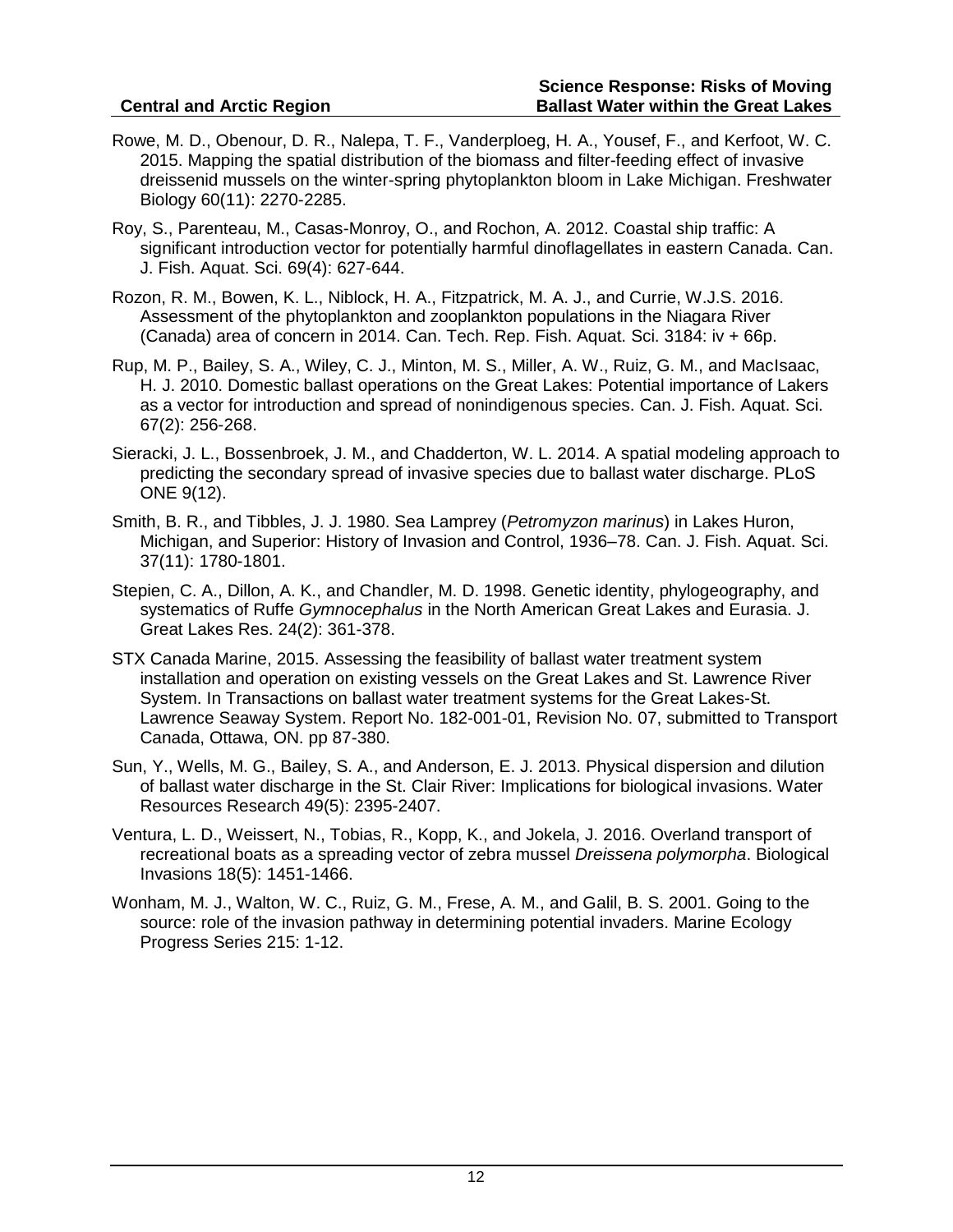Rowe, M. D., Obenour, D. R., Nalepa, T. F., Vanderploeg, H. A., Yousef, F., and Kerfoot, W. C. 2015. Mapping the spatial distribution of the biomass and filter-feeding effect of invasive dreissenid mussels on the winter-spring phytoplankton bloom in Lake Michigan. Freshwater Biology 60(11): 2270-2285.

Roy, S., Parenteau, M., Casas-Monroy, O., and Rochon, A. 2012. Coastal ship traffic: A significant introduction vector for potentially harmful dinoflagellates in eastern Canada. Can. J. Fish. Aquat. Sci. 69(4): 627-644.

Rozon, R. M., Bowen, K. L., Niblock, H. A., Fitzpatrick, M. A. J., and Currie, W.J.S. 2016. Assessment of the phytoplankton and zooplankton populations in the Niagara River (Canada) area of concern in 2014. Can. Tech. Rep. Fish. Aquat. Sci. 3184: iv + 66p.

Rup, M. P., Bailey, S. A., Wiley, C. J., Minton, M. S., Miller, A. W., Ruiz, G. M., and MacIsaac, H. J. 2010. Domestic ballast operations on the Great Lakes: Potential importance of Lakers as a vector for introduction and spread of nonindigenous species. Can. J. Fish. Aquat. Sci. 67(2): 256-268.

Sieracki, J. L., Bossenbroek, J. M., and Chadderton, W. L. 2014. A spatial modeling approach to predicting the secondary spread of invasive species due to ballast water discharge. PLoS ONE 9(12).

Smith, B. R., and Tibbles, J. J. 1980. Sea Lamprey (*Petromyzon marinus*) in Lakes Huron, Michigan, and Superior: History of Invasion and Control, 1936–78. Can. J. Fish. Aquat. Sci. 37(11): 1780-1801.

Stepien, C. A., Dillon, A. K., and Chandler, M. D. 1998. Genetic identity, phylogeography, and systematics of Ruffe *Gymnocephalus* in the North American Great Lakes and Eurasia. J. Great Lakes Res. 24(2): 361-378.

STX Canada Marine, 2015. Assessing the feasibility of ballast water treatment system installation and operation on existing vessels on the Great Lakes and St. Lawrence River System. In Transactions on ballast water treatment systems for the Great Lakes-St. Lawrence Seaway System. Report No. 182-001-01, Revision No. 07, submitted to Transport Canada, Ottawa, ON. pp 87-380.

Sun, Y., Wells, M. G., Bailey, S. A., and Anderson, E. J. 2013. Physical dispersion and dilution of ballast water discharge in the St. Clair River: Implications for biological invasions. Water Resources Research 49(5): 2395-2407.

Ventura, L. D., Weissert, N., Tobias, R., Kopp, K., and Jokela, J. 2016. Overland transport of recreational boats as a spreading vector of zebra mussel *Dreissena polymorpha*. Biological Invasions 18(5): 1451-1466.

Wonham, M. J., Walton, W. C., Ruiz, G. M., Frese, A. M., and Galil, B. S. 2001. Going to the source: role of the invasion pathway in determining potential invaders. Marine Ecology Progress Series 215: 1-12.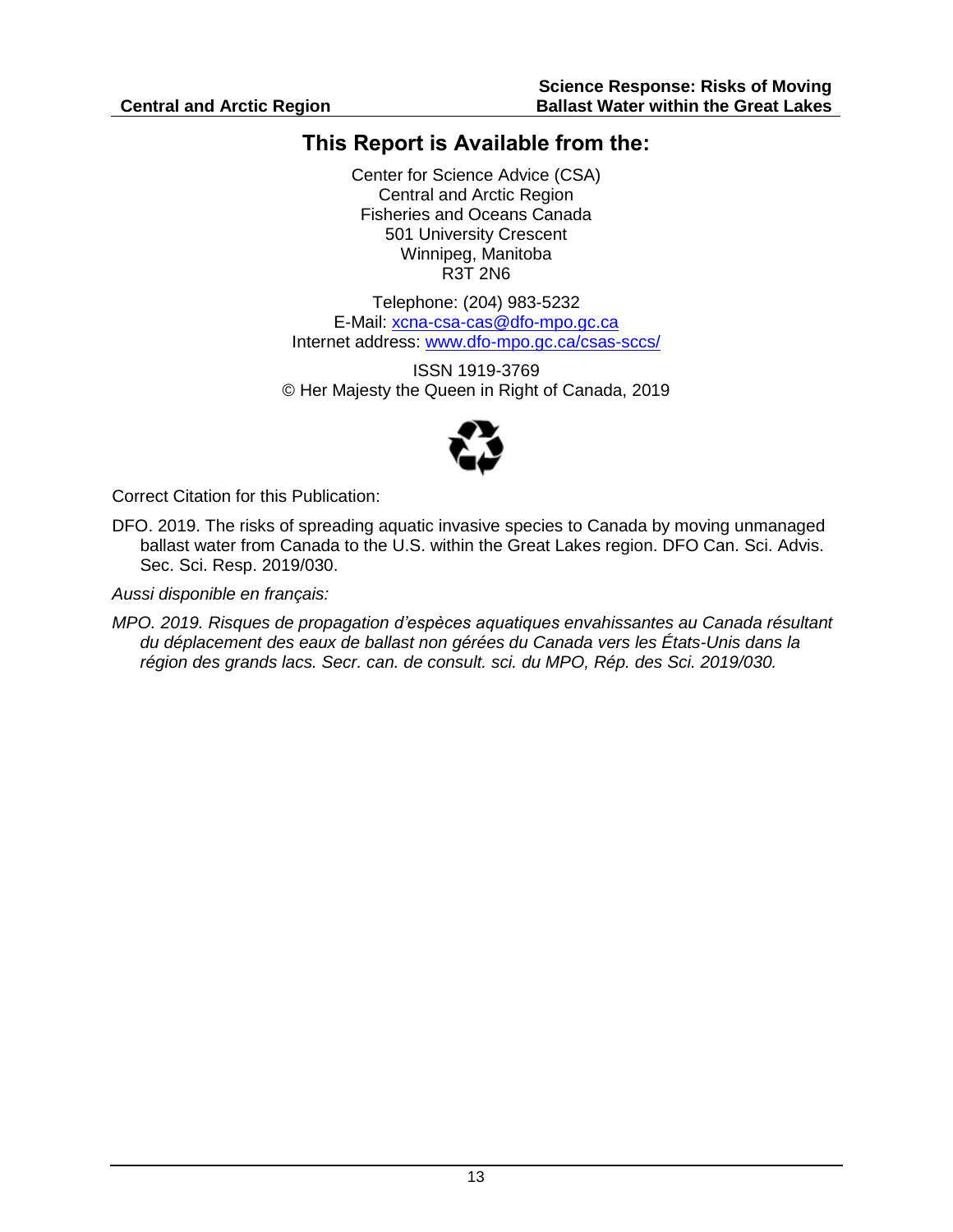## This Report is Available from the:

Center for Science Advice (CSA)
Central and Arctic Region
Fisheries and Oceans Canada
501 University Crescent
Winnipeg, Manitoba
R3T 2N6

Telephone: (204) 983-5232
E-Mail: xcna-csa-cas@dfo-mpo.gc.ca
Internet address: www.dfo-mpo.gc.ca/csas-sccs/

ISSN 1919-3769
© Her Majesty the Queen in Right of Canada, 2019

Correct Citation for this Publication:

DFO. 2019. The risks of spreading aquatic invasive species to Canada by moving unmanaged ballast water from Canada to the U.S. within the Great Lakes region. DFO Can. Sci. Advis. Sec. Sci. Resp. 2019/030.

*Aussi disponible en français:*

*MPO. 2019. Risques de propagation d'espèces aquatiques envahissantes au Canada résultant du déplacement des eaux de ballast non gérées du Canada vers les États-Unis dans la région des grands lacs. Secr. can. de consult. sci. du MPO, Rép. des Sci. 2019/030.*